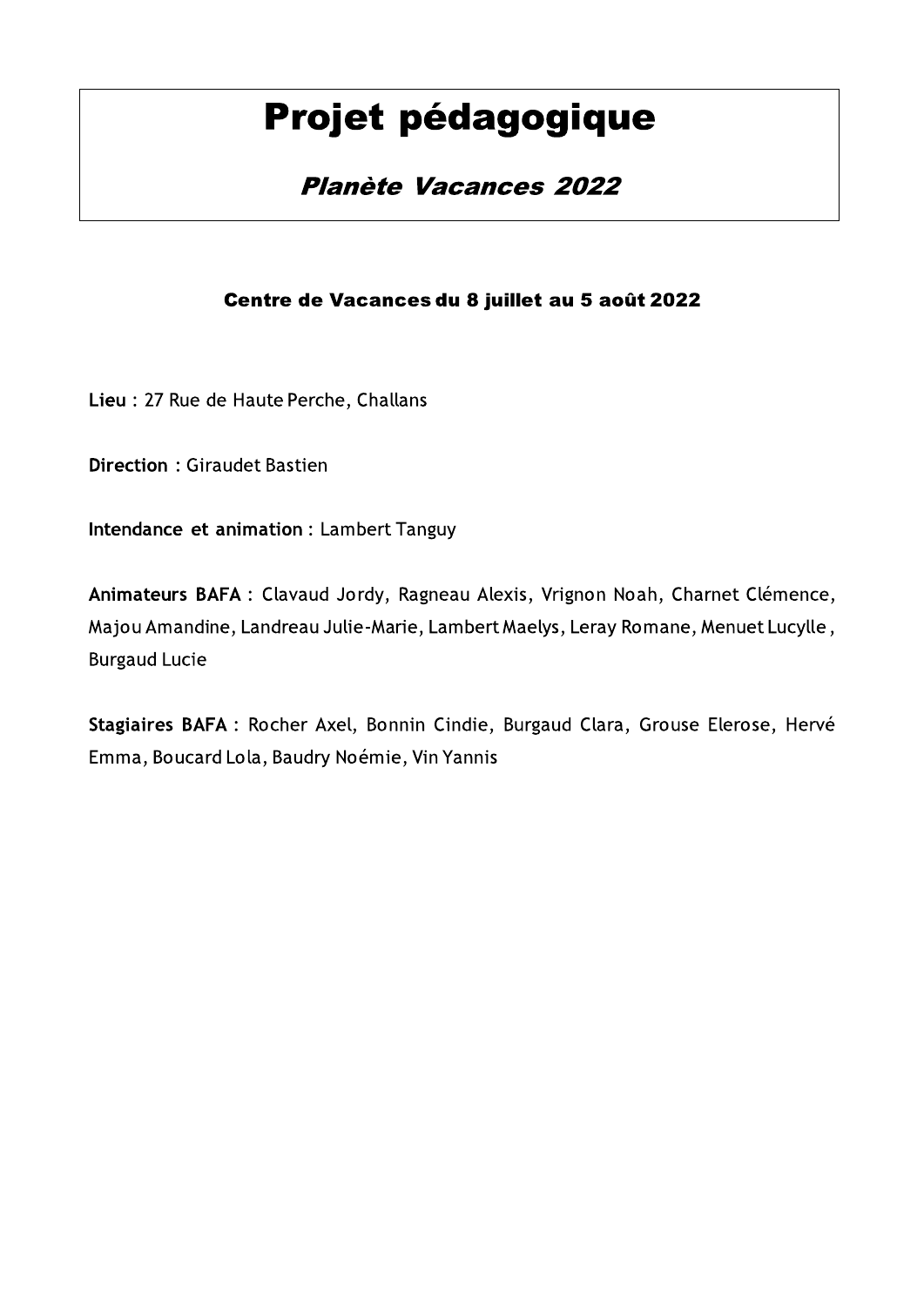# Projet pédagogique

## *Planète Vacances 2022*

**Centre de Vacances du 8 juillet au 5 août 2022**

**Lieu** : 27 Rue de Haute Perche, Challans

**Direction** : Giraudet Bastien

**Intendance et animation** : Lambert Tanguy

**Animateurs BAFA** : Clavaud Jordy, Ragneau Alexis, Vrignon Noah, Charnet Clémence, Majou Amandine, Landreau Julie-Marie, Lambert Maelys, Leray Romane, Menuet Lucylle, Burgaud Lucie

**Stagiaires BAFA** : Rocher Axel, Bonnin Cindie, Burgaud Clara, Grouse Elerose, Hervé Emma, Boucard Lola, Baudry Noémie, Vin Yannis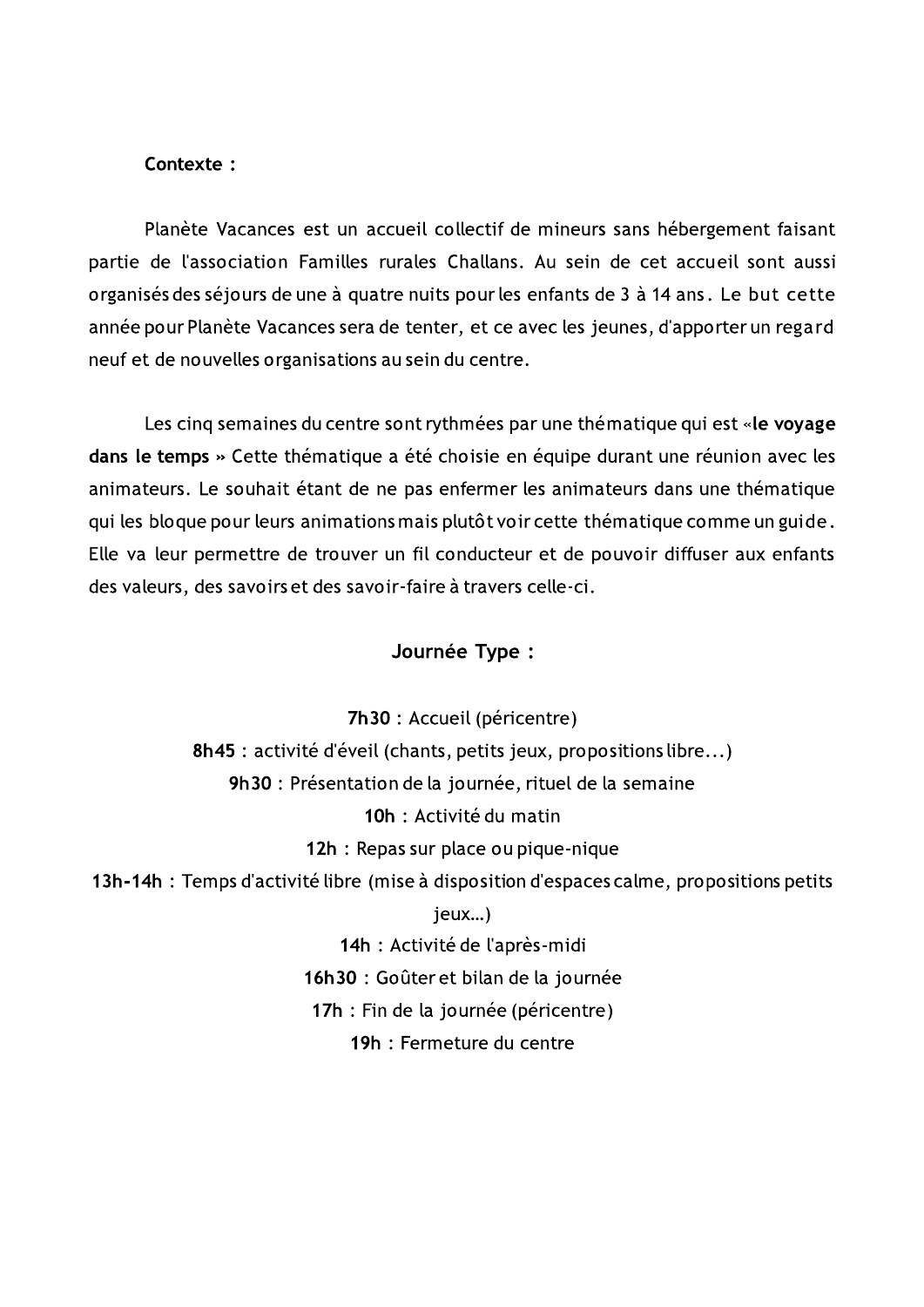**Contexte :**

Planète Vacances est un accueil collectif de mineurs sans hébergement faisant partie de l'association Familles rurales Challans. Au sein de cet accueil sont aussi organisés des séjours de une à quatre nuits pour les enfants de 3 à 14 ans. Le but cette année pour Planète Vacances sera de tenter, et ce avec les jeunes, d'apporter un regard neuf et de nouvelles organisations au sein du centre.

Les cinq semaines du centre sont rythmées par une thématique qui est «**le voyage dans le temps** » Cette thématique a été choisie en équipe durant une réunion avec les animateurs. Le souhait étant de ne pas enfermer les animateurs dans une thématique qui les bloque pour leurs animations mais plutôt voir cette thématique comme un guide. Elle va leur permettre de trouver un fil conducteur et de pouvoir diffuser aux enfants des valeurs, des savoirs et des savoir-faire à travers celle-ci.

## Journée Type :

**7h30** : Accueil (péricentre)

**8h45** : activité d'éveil (chants, petits jeux, propositions libre...)

**9h30** : Présentation de la journée, rituel de la semaine

**10h** : Activité du matin

**12h** : Repas sur place ou pique-nique

**13h-14h** : Temps d'activité libre (mise à disposition d'espaces calme, propositions petits jeux…)

**14h** : Activité de l'après-midi

**16h30** : Goûter et bilan de la journée

**17h** : Fin de la journée (péricentre)

**19h** : Fermeture du centre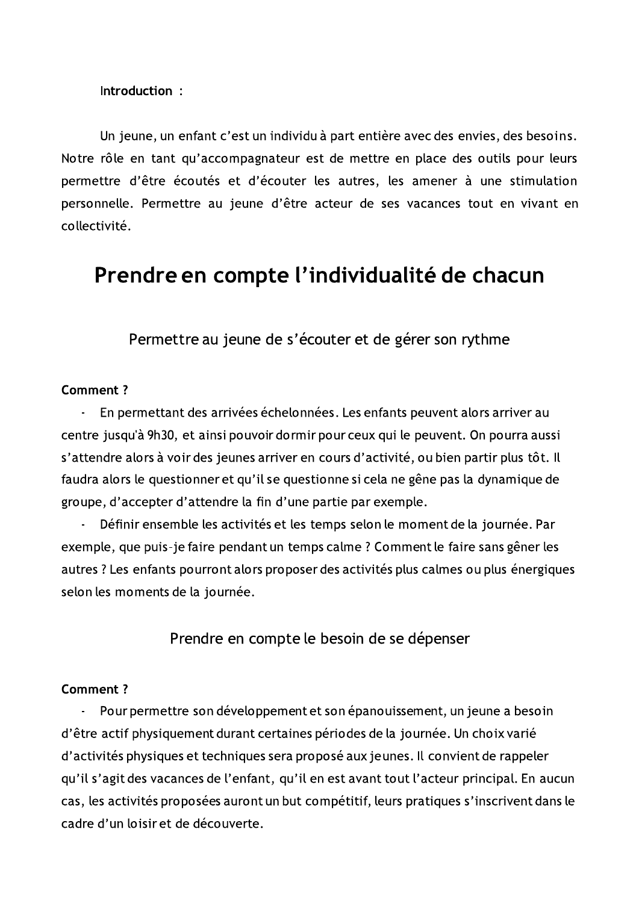**Introduction :**

Un jeune, un enfant c'est un individu à part entière avec des envies, des besoins. Notre rôle en tant qu'accompagnateur est de mettre en place des outils pour leurs permettre d'être écoutés et d'écouter les autres, les amener à une stimulation personnelle. Permettre au jeune d'être acteur de ses vacances tout en vivant en collectivité.

# Prendre en compte l'individualité de chacun

## Permettre au jeune de s'écouter et de gérer son rythme

**Comment ?**

- En permettant des arrivées échelonnées. Les enfants peuvent alors arriver au centre jusqu'à 9h30, et ainsi pouvoir dormir pour ceux qui le peuvent. On pourra aussi s'attendre alors à voir des jeunes arriver en cours d'activité, ou bien partir plus tôt. Il faudra alors le questionner et qu'il se questionne si cela ne gêne pas la dynamique de groupe, d'accepter d'attendre la fin d'une partie par exemple.
- Définir ensemble les activités et les temps selon le moment de la journée. Par exemple, que puis-je faire pendant un temps calme ? Comment le faire sans gêner les autres ? Les enfants pourront alors proposer des activités plus calmes ou plus énergiques selon les moments de la journée.

## Prendre en compte le besoin de se dépenser

**Comment ?**

- Pour permettre son développement et son épanouissement, un jeune a besoin d'être actif physiquement durant certaines périodes de la journée. Un choix varié d'activités physiques et techniques sera proposé aux jeunes. Il convient de rappeler qu'il s'agit des vacances de l'enfant, qu'il en est avant tout l'acteur principal. En aucun cas, les activités proposées auront un but compétitif, leurs pratiques s'inscrivent dans le cadre d'un loisir et de découverte.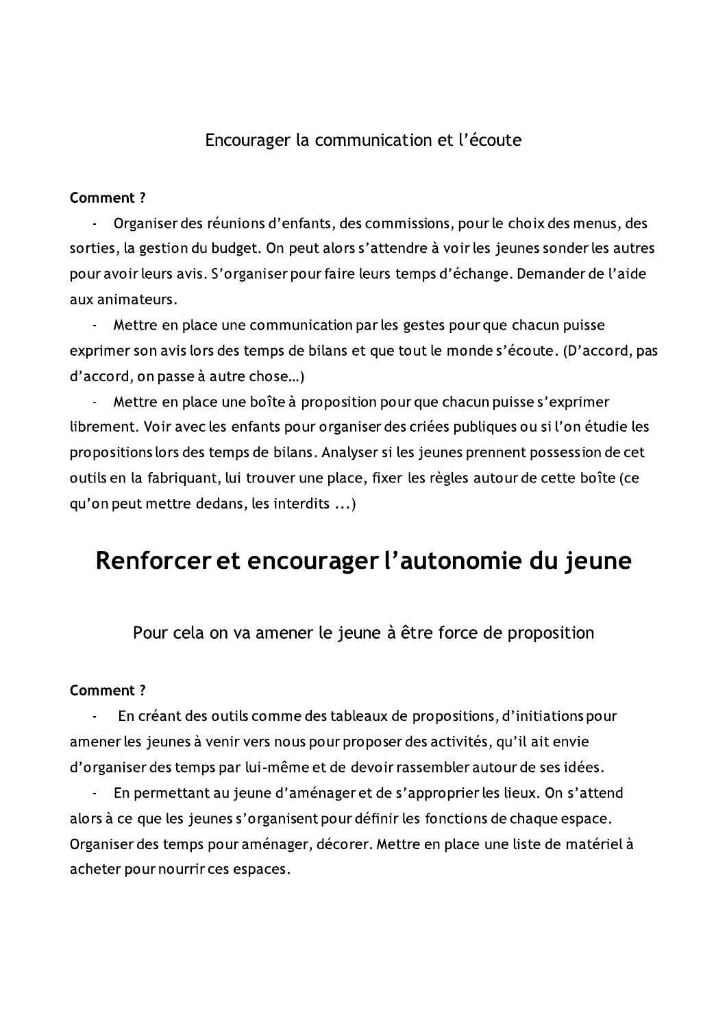### Encourager la communication et l'écoute

**Comment ?**

- Organiser des réunions d'enfants, des commissions, pour le choix des menus, des sorties, la gestion du budget. On peut alors s'attendre à voir les jeunes sonder les autres pour avoir leurs avis. S'organiser pour faire leurs temps d'échange. Demander de l'aide aux animateurs.
- Mettre en place une communication par les gestes pour que chacun puisse exprimer son avis lors des temps de bilans et que tout le monde s'écoute. (D'accord, pas d'accord, on passe à autre chose…)
- Mettre en place une boîte à proposition pour que chacun puisse s'exprimer librement. Voir avec les enfants pour organiser des criées publiques ou si l'on étudie les propositions lors des temps de bilans. Analyser si les jeunes prennent possession de cet outils en la fabriquant, lui trouver une place, fixer les règles autour de cette boîte (ce qu'on peut mettre dedans, les interdits ...)

## Renforcer et encourager l'autonomie du jeune

### Pour cela on va amener le jeune à être force de proposition

**Comment ?**

- En créant des outils comme des tableaux de propositions, d'initiations pour amener les jeunes à venir vers nous pour proposer des activités, qu'il ait envie d'organiser des temps par lui-même et de devoir rassembler autour de ses idées.
- En permettant au jeune d'aménager et de s'approprier les lieux. On s'attend alors à ce que les jeunes s'organisent pour définir les fonctions de chaque espace. Organiser des temps pour aménager, décorer. Mettre en place une liste de matériel à acheter pour nourrir ces espaces.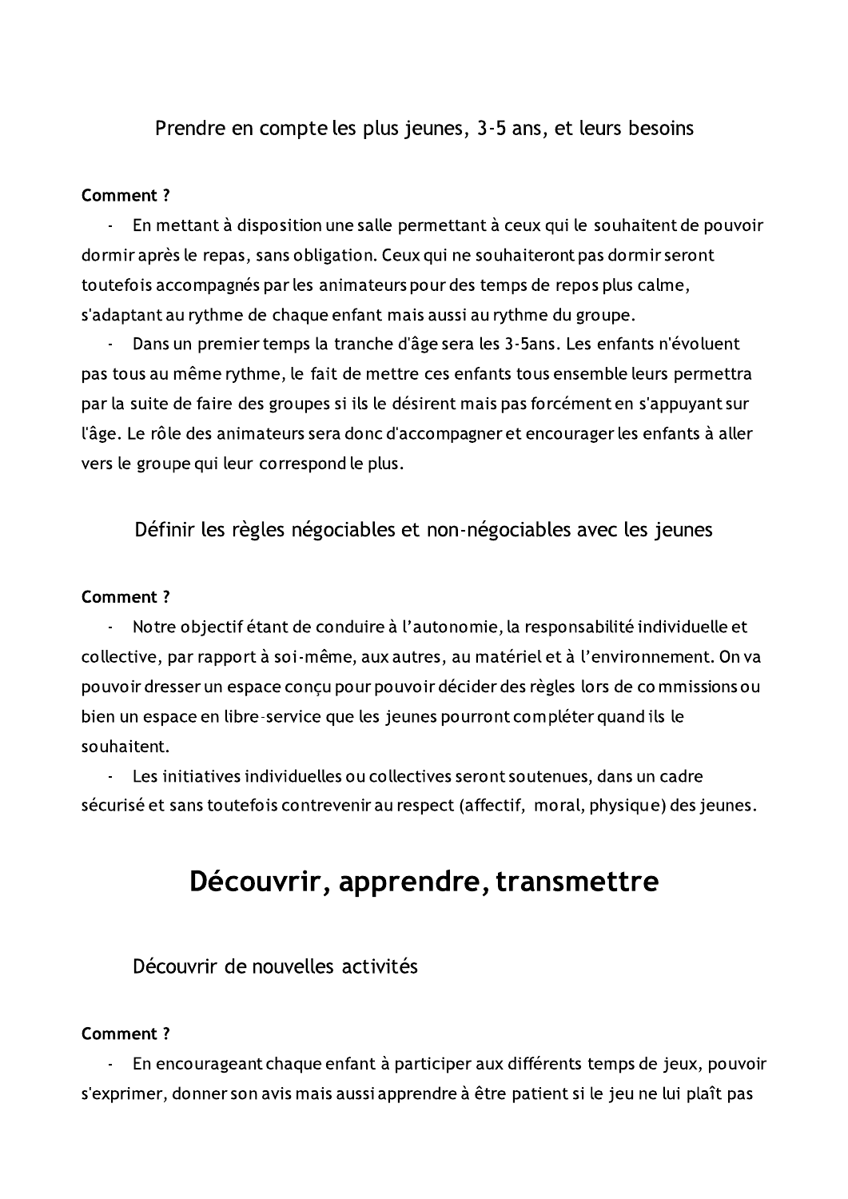### Prendre en compte les plus jeunes, 3-5 ans, et leurs besoins

**Comment ?**

- En mettant à disposition une salle permettant à ceux qui le souhaitent de pouvoir dormir après le repas, sans obligation. Ceux qui ne souhaiteront pas dormir seront toutefois accompagnés par les animateurs pour des temps de repos plus calme, s'adaptant au rythme de chaque enfant mais aussi au rythme du groupe.
- Dans un premier temps la tranche d'âge sera les 3-5ans. Les enfants n'évoluent pas tous au même rythme, le fait de mettre ces enfants tous ensemble leurs permettra par la suite de faire des groupes si ils le désirent mais pas forcément en s'appuyant sur l'âge. Le rôle des animateurs sera donc d'accompagner et encourager les enfants à aller vers le groupe qui leur correspond le plus.

### Définir les règles négociables et non-négociables avec les jeunes

**Comment ?**

- Notre objectif étant de conduire à l'autonomie, la responsabilité individuelle et collective, par rapport à soi-même, aux autres, au matériel et à l'environnement. On va pouvoir dresser un espace conçu pour pouvoir décider des règles lors de commissions ou bien un espace en libre-service que les jeunes pourront compléter quand ils le souhaitent.
- Les initiatives individuelles ou collectives seront soutenues, dans un cadre sécurisé et sans toutefois contrevenir au respect (affectif, moral, physique) des jeunes.

## Découvrir, apprendre, transmettre

### Découvrir de nouvelles activités

**Comment ?**

- En encourageant chaque enfant à participer aux différents temps de jeux, pouvoir s'exprimer, donner son avis mais aussi apprendre à être patient si le jeu ne lui plaît pas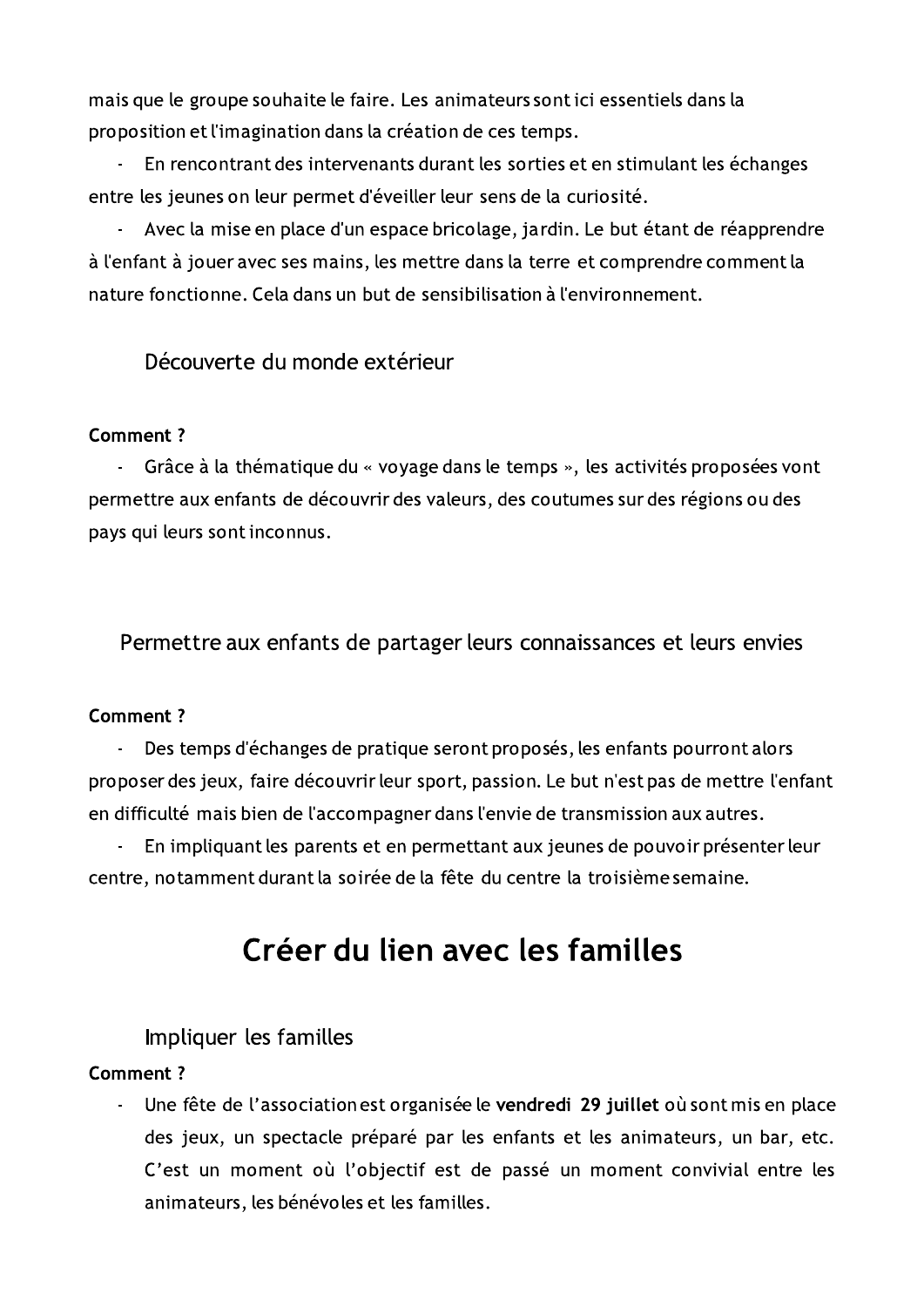mais que le groupe souhaite le faire. Les animateurs sont ici essentiels dans la proposition et l'imagination dans la création de ces temps.

- En rencontrant des intervenants durant les sorties et en stimulant les échanges entre les jeunes on leur permet d'éveiller leur sens de la curiosité.
- Avec la mise en place d'un espace bricolage, jardin. Le but étant de réapprendre à l'enfant à jouer avec ses mains, les mettre dans la terre et comprendre comment la nature fonctionne. Cela dans un but de sensibilisation à l'environnement.

### Découverte du monde extérieur

**Comment ?**

- Grâce à la thématique du « voyage dans le temps », les activités proposées vont permettre aux enfants de découvrir des valeurs, des coutumes sur des régions ou des pays qui leurs sont inconnus.

### Permettre aux enfants de partager leurs connaissances et leurs envies

**Comment ?**

- Des temps d'échanges de pratique seront proposés, les enfants pourront alors proposer des jeux, faire découvrir leur sport, passion. Le but n'est pas de mettre l'enfant en difficulté mais bien de l'accompagner dans l'envie de transmission aux autres.
- En impliquant les parents et en permettant aux jeunes de pouvoir présenter leur centre, notamment durant la soirée de la fête du centre la troisième semaine.

## Créer du lien avec les familles

### Impliquer les familles

**Comment ?**

- Une fête de l'association est organisée le **vendredi 29 juillet** où sont mis en place des jeux, un spectacle préparé par les enfants et les animateurs, un bar, etc. C'est un moment où l'objectif est de passé un moment convivial entre les animateurs, les bénévoles et les familles.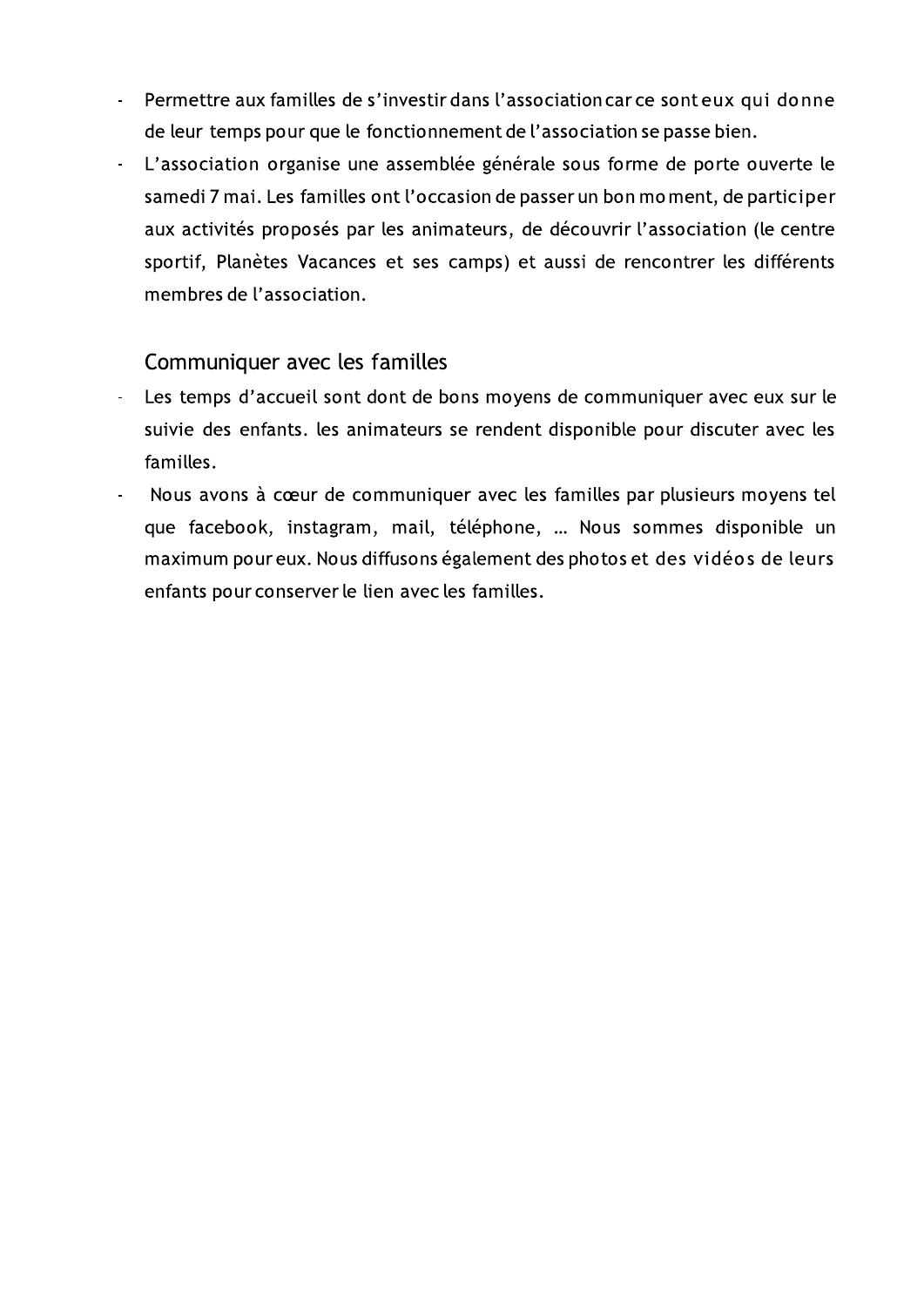- Permettre aux familles de s'investir dans l'association car ce sont eux qui donne de leur temps pour que le fonctionnement de l'association se passe bien.
- L'association organise une assemblée générale sous forme de porte ouverte le samedi 7 mai. Les familles ont l'occasion de passer un bon moment, de participer aux activités proposés par les animateurs, de découvrir l'association (le centre sportif, Planètes Vacances et ses camps) et aussi de rencontrer les différents membres de l'association.

### Communiquer avec les familles

- Les temps d'accueil sont dont de bons moyens de communiquer avec eux sur le suivie des enfants. les animateurs se rendent disponible pour discuter avec les familles.
- Nous avons à cœur de communiquer avec les familles par plusieurs moyens tel que facebook, instagram, mail, téléphone, … Nous sommes disponible un maximum pour eux. Nous diffusons également des photos et des vidéos de leurs enfants pour conserver le lien avec les familles.